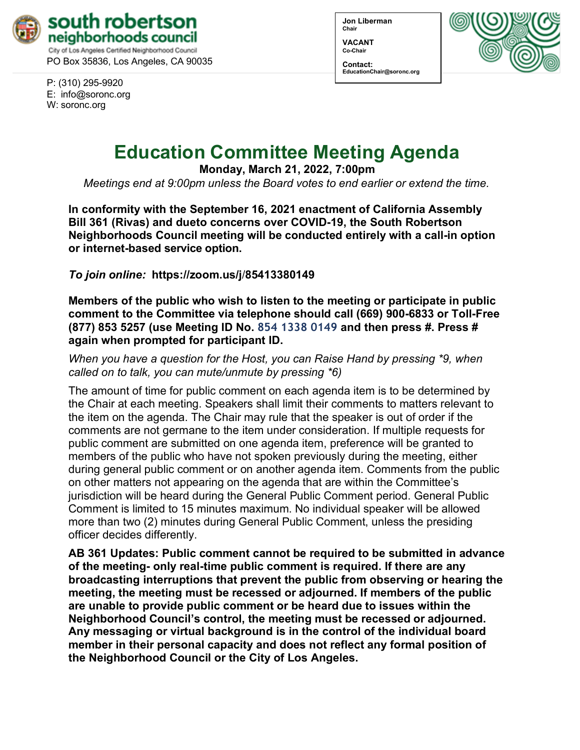**south robertson neighborhoods council**
City of Los Angeles Certified Neighborhood Council
PO Box 35836, Los Angeles, CA 90035

P: (310) 295-9920
E: info@soronc.org
W: soronc.org

**Jon Liberman**
**Chair**

**VACANT**
**Co-Chair**

**Contact:**
**EducationChair@soronc.org**

# Education Committee Meeting Agenda

**Monday, March 21, 2022, 7:00pm**

*Meetings end at 9:00pm unless the Board votes to end earlier or extend the time.*

**In conformity with the September 16, 2021 enactment of California Assembly Bill 361 (Rivas) and dueto concerns over COVID-19, the South Robertson Neighborhoods Council meeting will be conducted entirely with a call-in option or internet-based service option.**

***To join online:*** **https://zoom.us/j/85413380149**

**Members of the public who wish to listen to the meeting or participate in public comment to the Committee via telephone should call (669) 900-6833 or Toll-Free (877) 853 5257 (use Meeting ID No. 854 1338 0149 and then press #. Press # again when prompted for participant ID.**

*When you have a question for the Host, you can Raise Hand by pressing *9, when called on to talk, you can mute/unmute by pressing *6)*

The amount of time for public comment on each agenda item is to be determined by the Chair at each meeting. Speakers shall limit their comments to matters relevant to the item on the agenda. The Chair may rule that the speaker is out of order if the comments are not germane to the item under consideration. If multiple requests for public comment are submitted on one agenda item, preference will be granted to members of the public who have not spoken previously during the meeting, either during general public comment or on another agenda item. Comments from the public on other matters not appearing on the agenda that are within the Committee's jurisdiction will be heard during the General Public Comment period. General Public Comment is limited to 15 minutes maximum. No individual speaker will be allowed more than two (2) minutes during General Public Comment, unless the presiding officer decides differently.

**AB 361 Updates: Public comment cannot be required to be submitted in advance of the meeting- only real-time public comment is required. If there are any broadcasting interruptions that prevent the public from observing or hearing the meeting, the meeting must be recessed or adjourned. If members of the public are unable to provide public comment or be heard due to issues within the Neighborhood Council's control, the meeting must be recessed or adjourned. Any messaging or virtual background is in the control of the individual board member in their personal capacity and does not reflect any formal position of the Neighborhood Council or the City of Los Angeles.**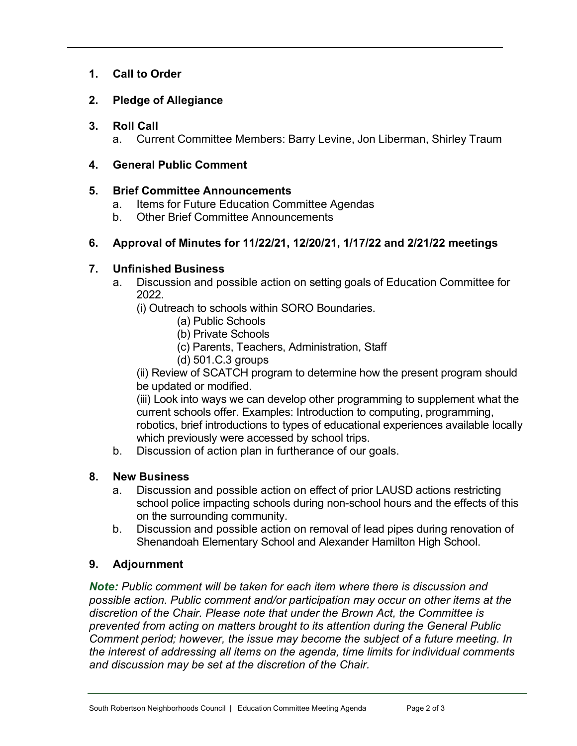1. **Call to Order**

2. **Pledge of Allegiance**

3. **Roll Call**
   a. Current Committee Members: Barry Levine, Jon Liberman, Shirley Traum

4. **General Public Comment**

5. **Brief Committee Announcements**
   a. Items for Future Education Committee Agendas
   b. Other Brief Committee Announcements

6. **Approval of Minutes for 11/22/21, 12/20/21, 1/17/22 and 2/21/22 meetings**

7. **Unfinished Business**
   a. Discussion and possible action on setting goals of Education Committee for 2022.
      (i) Outreach to schools within SORO Boundaries.
         (a) Public Schools
         (b) Private Schools
         (c) Parents, Teachers, Administration, Staff
         (d) 501.C.3 groups
      (ii) Review of SCATCH program to determine how the present program should be updated or modified.
      (iii) Look into ways we can develop other programming to supplement what the current schools offer. Examples: Introduction to computing, programming, robotics, brief introductions to types of educational experiences available locally which previously were accessed by school trips.
   b. Discussion of action plan in furtherance of our goals.

8. **New Business**
   a. Discussion and possible action on effect of prior LAUSD actions restricting school police impacting schools during non-school hours and the effects of this on the surrounding community.
   b. Discussion and possible action on removal of lead pipes during renovation of Shenandoah Elementary School and Alexander Hamilton High School.

9. **Adjournment**

***Note:*** *Public comment will be taken for each item where there is discussion and possible action. Public comment and/or participation may occur on other items at the discretion of the Chair. Please note that under the Brown Act, the Committee is prevented from acting on matters brought to its attention during the General Public Comment period; however, the issue may become the subject of a future meeting. In the interest of addressing all items on the agenda, time limits for individual comments and discussion may be set at the discretion of the Chair.*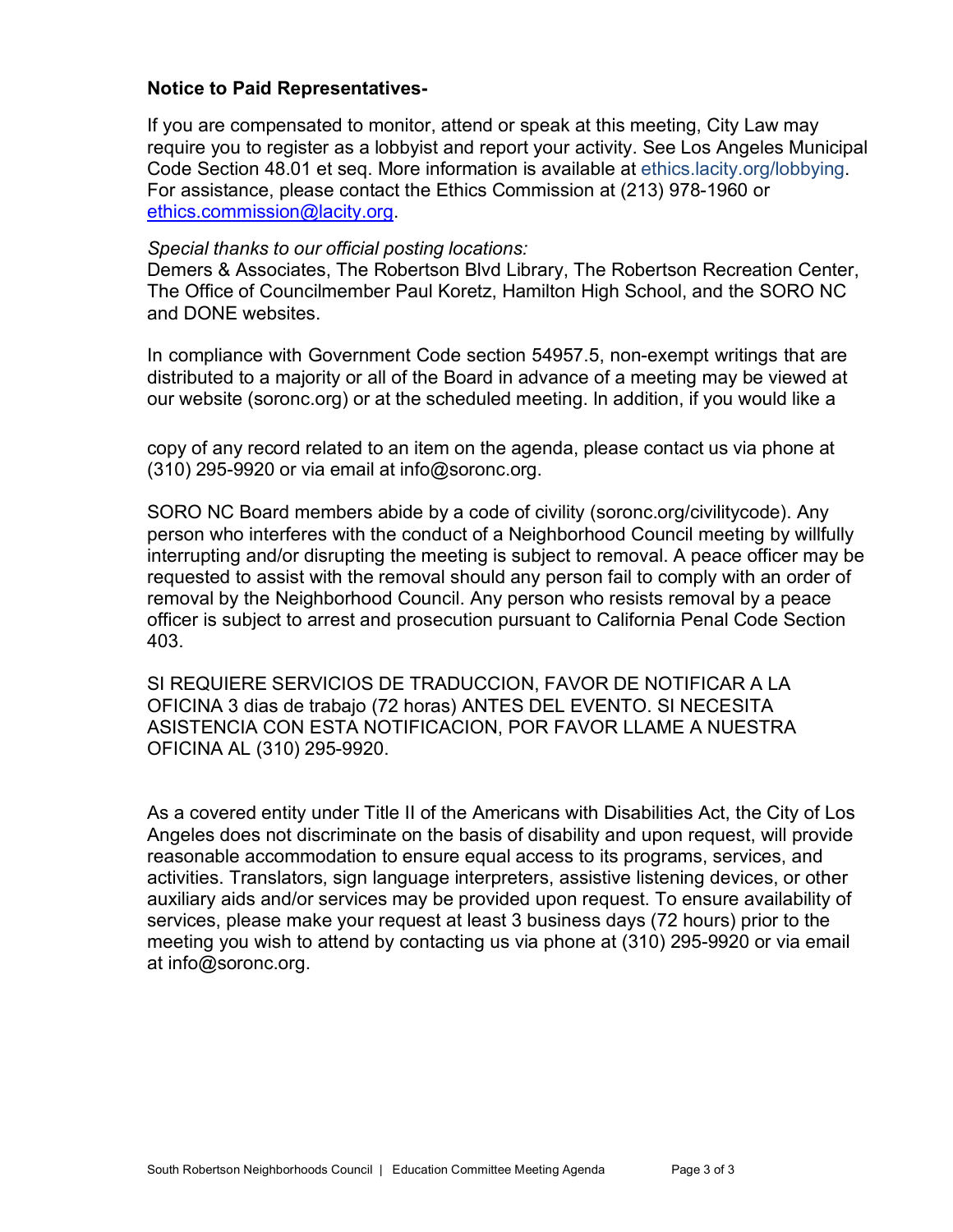**Notice to Paid Representatives-**

If you are compensated to monitor, attend or speak at this meeting, City Law may require you to register as a lobbyist and report your activity. See Los Angeles Municipal Code Section 48.01 et seq. More information is available at ethics.lacity.org/lobbying. For assistance, please contact the Ethics Commission at (213) 978-1960 or ethics.commission@lacity.org.

*Special thanks to our official posting locations:*
Demers & Associates, The Robertson Blvd Library, The Robertson Recreation Center, The Office of Councilmember Paul Koretz, Hamilton High School, and the SORO NC and DONE websites.

In compliance with Government Code section 54957.5, non-exempt writings that are distributed to a majority or all of the Board in advance of a meeting may be viewed at our website (soronc.org) or at the scheduled meeting. In addition, if you would like a

copy of any record related to an item on the agenda, please contact us via phone at (310) 295-9920 or via email at info@soronc.org.

SORO NC Board members abide by a code of civility (soronc.org/civilitycode). Any person who interferes with the conduct of a Neighborhood Council meeting by willfully interrupting and/or disrupting the meeting is subject to removal. A peace officer may be requested to assist with the removal should any person fail to comply with an order of removal by the Neighborhood Council. Any person who resists removal by a peace officer is subject to arrest and prosecution pursuant to California Penal Code Section 403.

SI REQUIERE SERVICIOS DE TRADUCCION, FAVOR DE NOTIFICAR A LA OFICINA 3 dias de trabajo (72 horas) ANTES DEL EVENTO. SI NECESITA ASISTENCIA CON ESTA NOTIFICACION, POR FAVOR LLAME A NUESTRA OFICINA AL (310) 295-9920.

As a covered entity under Title II of the Americans with Disabilities Act, the City of Los Angeles does not discriminate on the basis of disability and upon request, will provide reasonable accommodation to ensure equal access to its programs, services, and activities. Translators, sign language interpreters, assistive listening devices, or other auxiliary aids and/or services may be provided upon request. To ensure availability of services, please make your request at least 3 business days (72 hours) prior to the meeting you wish to attend by contacting us via phone at (310) 295-9920 or via email at info@soronc.org.